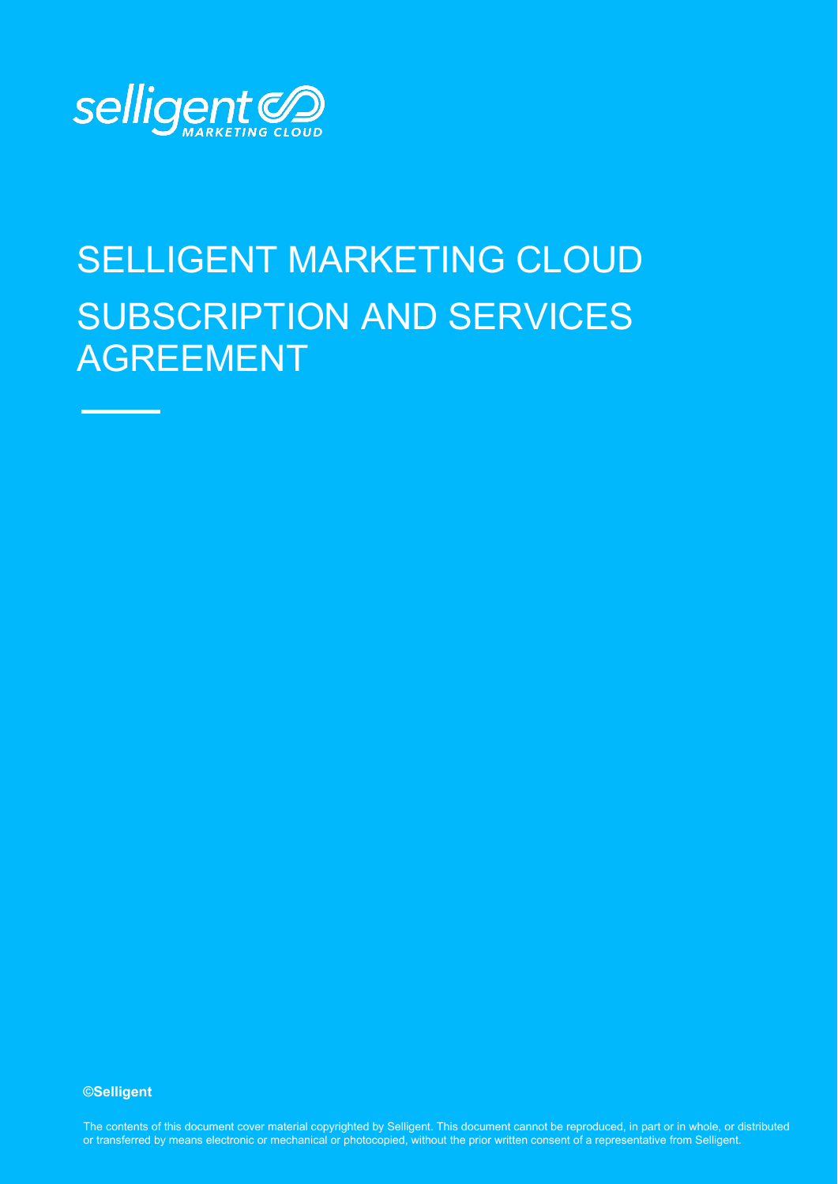selligent MARKETING CLOUD

# SELLIGENT MARKETING CLOUD SUBSCRIPTION AND SERVICES AGREEMENT

**©Selligent**

The contents of this document cover material copyrighted by Selligent. This document cannot be reproduced, in part or in whole, or distributed or transferred by means electronic or mechanical or photocopied, without the prior written consent of a representative from Selligent.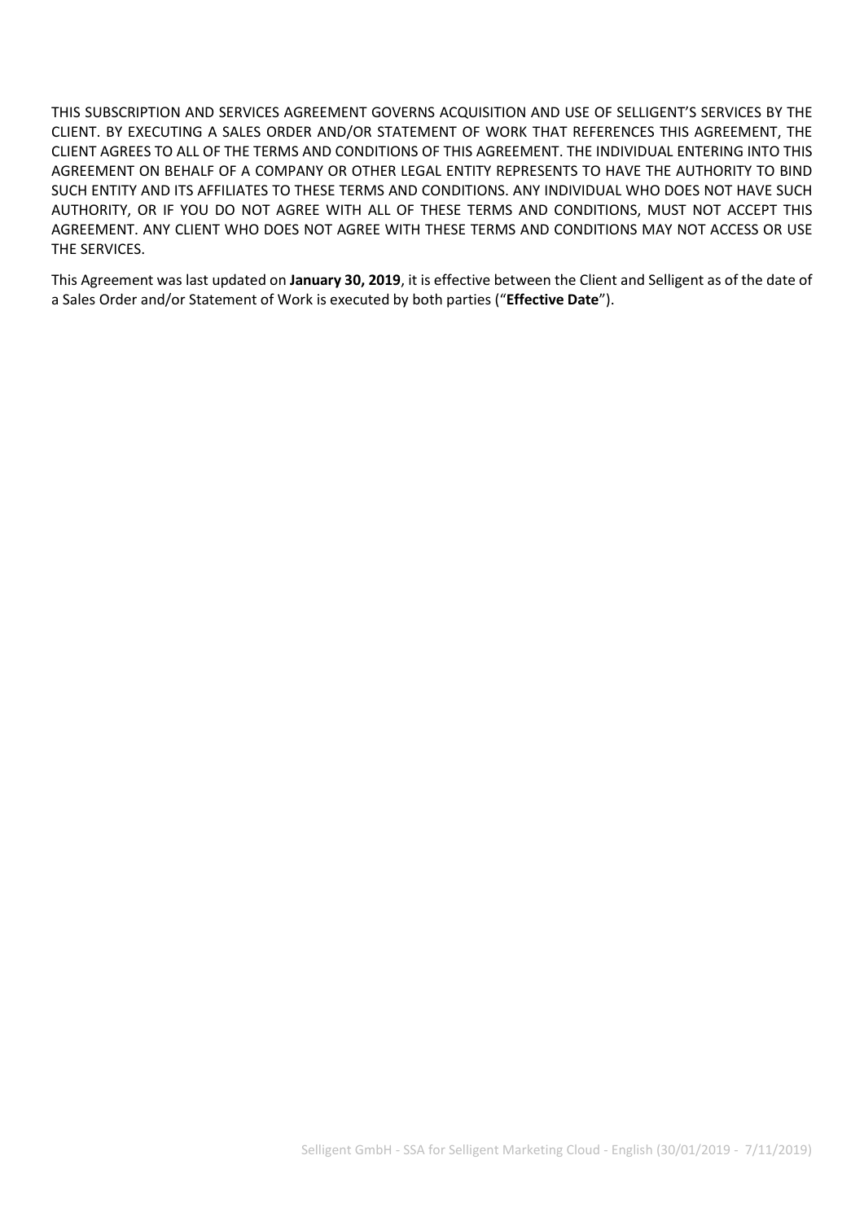THIS SUBSCRIPTION AND SERVICES AGREEMENT GOVERNS ACQUISITION AND USE OF SELLIGENT'S SERVICES BY THE CLIENT. BY EXECUTING A SALES ORDER AND/OR STATEMENT OF WORK THAT REFERENCES THIS AGREEMENT, THE CLIENT AGREES TO ALL OF THE TERMS AND CONDITIONS OF THIS AGREEMENT. THE INDIVIDUAL ENTERING INTO THIS AGREEMENT ON BEHALF OF A COMPANY OR OTHER LEGAL ENTITY REPRESENTS TO HAVE THE AUTHORITY TO BIND SUCH ENTITY AND ITS AFFILIATES TO THESE TERMS AND CONDITIONS. ANY INDIVIDUAL WHO DOES NOT HAVE SUCH AUTHORITY, OR IF YOU DO NOT AGREE WITH ALL OF THESE TERMS AND CONDITIONS, MUST NOT ACCEPT THIS AGREEMENT. ANY CLIENT WHO DOES NOT AGREE WITH THESE TERMS AND CONDITIONS MAY NOT ACCESS OR USE THE SERVICES.

This Agreement was last updated on **January 30, 2019**, it is effective between the Client and Selligent as of the date of a Sales Order and/or Statement of Work is executed by both parties ("**Effective Date**").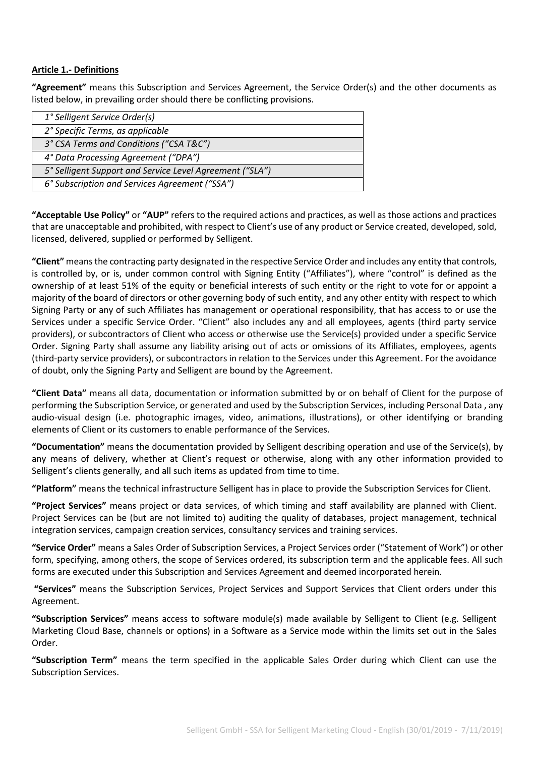**Article 1.- Definitions**

**"Agreement"** means this Subscription and Services Agreement, the Service Order(s) and the other documents as listed below, in prevailing order should there be conflicting provisions.

| |
|---|
| *1° Selligent Service Order(s)* |
| *2° Specific Terms, as applicable* |
| *3° CSA Terms and Conditions ("CSA T&C")* |
| *4° Data Processing Agreement ("DPA")* |
| *5° Selligent Support and Service Level Agreement ("SLA")* |
| *6° Subscription and Services Agreement ("SSA")* |

**"Acceptable Use Policy"** or **"AUP"** refers to the required actions and practices, as well as those actions and practices that are unacceptable and prohibited, with respect to Client's use of any product or Service created, developed, sold, licensed, delivered, supplied or performed by Selligent.

**"Client"** means the contracting party designated in the respective Service Order and includes any entity that controls, is controlled by, or is, under common control with Signing Entity ("Affiliates"), where "control" is defined as the ownership of at least 51% of the equity or beneficial interests of such entity or the right to vote for or appoint a majority of the board of directors or other governing body of such entity, and any other entity with respect to which Signing Party or any of such Affiliates has management or operational responsibility, that has access to or use the Services under a specific Service Order. "Client" also includes any and all employees, agents (third party service providers), or subcontractors of Client who access or otherwise use the Service(s) provided under a specific Service Order. Signing Party shall assume any liability arising out of acts or omissions of its Affiliates, employees, agents (third-party service providers), or subcontractors in relation to the Services under this Agreement. For the avoidance of doubt, only the Signing Party and Selligent are bound by the Agreement.

**"Client Data"** means all data, documentation or information submitted by or on behalf of Client for the purpose of performing the Subscription Service, or generated and used by the Subscription Services, including Personal Data , any audio-visual design (i.e. photographic images, video, animations, illustrations), or other identifying or branding elements of Client or its customers to enable performance of the Services.

**"Documentation"** means the documentation provided by Selligent describing operation and use of the Service(s), by any means of delivery, whether at Client's request or otherwise, along with any other information provided to Selligent's clients generally, and all such items as updated from time to time.

**"Platform"** means the technical infrastructure Selligent has in place to provide the Subscription Services for Client.

**"Project Services"** means project or data services, of which timing and staff availability are planned with Client. Project Services can be (but are not limited to) auditing the quality of databases, project management, technical integration services, campaign creation services, consultancy services and training services.

**"Service Order"** means a Sales Order of Subscription Services, a Project Services order ("Statement of Work") or other form, specifying, among others, the scope of Services ordered, its subscription term and the applicable fees. All such forms are executed under this Subscription and Services Agreement and deemed incorporated herein.

**"Services"** means the Subscription Services, Project Services and Support Services that Client orders under this Agreement.

**"Subscription Services"** means access to software module(s) made available by Selligent to Client (e.g. Selligent Marketing Cloud Base, channels or options) in a Software as a Service mode within the limits set out in the Sales Order.

**"Subscription Term"** means the term specified in the applicable Sales Order during which Client can use the Subscription Services.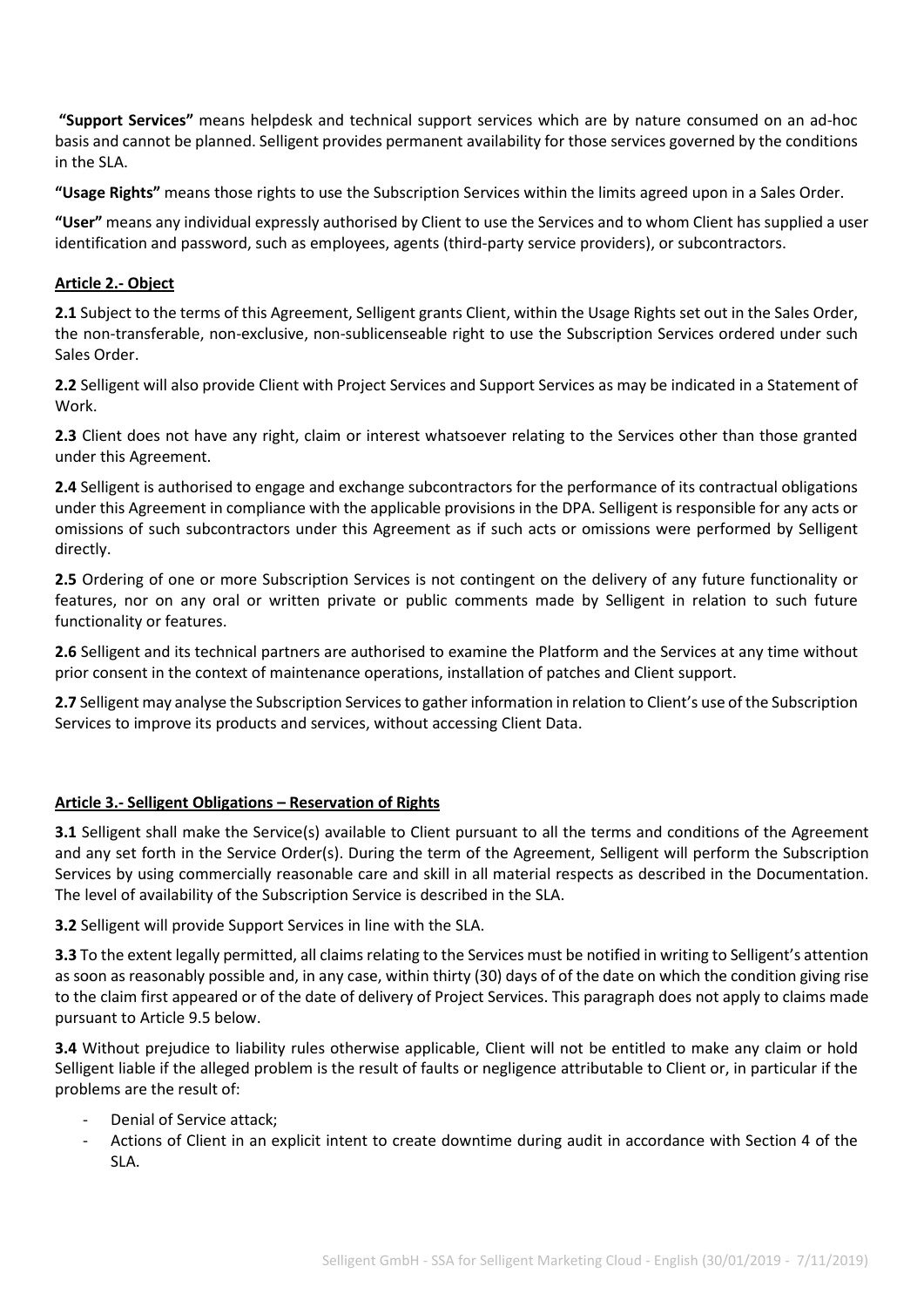**"Support Services"** means helpdesk and technical support services which are by nature consumed on an ad-hoc basis and cannot be planned. Selligent provides permanent availability for those services governed by the conditions in the SLA.

**"Usage Rights"** means those rights to use the Subscription Services within the limits agreed upon in a Sales Order.

**"User"** means any individual expressly authorised by Client to use the Services and to whom Client has supplied a user identification and password, such as employees, agents (third-party service providers), or subcontractors.

**Article 2.- Object**

**2.1** Subject to the terms of this Agreement, Selligent grants Client, within the Usage Rights set out in the Sales Order, the non-transferable, non-exclusive, non-sublicenseable right to use the Subscription Services ordered under such Sales Order.

**2.2** Selligent will also provide Client with Project Services and Support Services as may be indicated in a Statement of Work.

**2.3** Client does not have any right, claim or interest whatsoever relating to the Services other than those granted under this Agreement.

**2.4** Selligent is authorised to engage and exchange subcontractors for the performance of its contractual obligations under this Agreement in compliance with the applicable provisions in the DPA. Selligent is responsible for any acts or omissions of such subcontractors under this Agreement as if such acts or omissions were performed by Selligent directly.

**2.5** Ordering of one or more Subscription Services is not contingent on the delivery of any future functionality or features, nor on any oral or written private or public comments made by Selligent in relation to such future functionality or features.

**2.6** Selligent and its technical partners are authorised to examine the Platform and the Services at any time without prior consent in the context of maintenance operations, installation of patches and Client support.

**2.7** Selligent may analyse the Subscription Services to gather information in relation to Client's use of the Subscription Services to improve its products and services, without accessing Client Data.

**Article 3.- Selligent Obligations – Reservation of Rights**

**3.1** Selligent shall make the Service(s) available to Client pursuant to all the terms and conditions of the Agreement and any set forth in the Service Order(s). During the term of the Agreement, Selligent will perform the Subscription Services by using commercially reasonable care and skill in all material respects as described in the Documentation. The level of availability of the Subscription Service is described in the SLA.

**3.2** Selligent will provide Support Services in line with the SLA.

**3.3** To the extent legally permitted, all claims relating to the Services must be notified in writing to Selligent's attention as soon as reasonably possible and, in any case, within thirty (30) days of of the date on which the condition giving rise to the claim first appeared or of the date of delivery of Project Services. This paragraph does not apply to claims made pursuant to Article 9.5 below.

**3.4** Without prejudice to liability rules otherwise applicable, Client will not be entitled to make any claim or hold Selligent liable if the alleged problem is the result of faults or negligence attributable to Client or, in particular if the problems are the result of:

- Denial of Service attack;
- Actions of Client in an explicit intent to create downtime during audit in accordance with Section 4 of the SLA.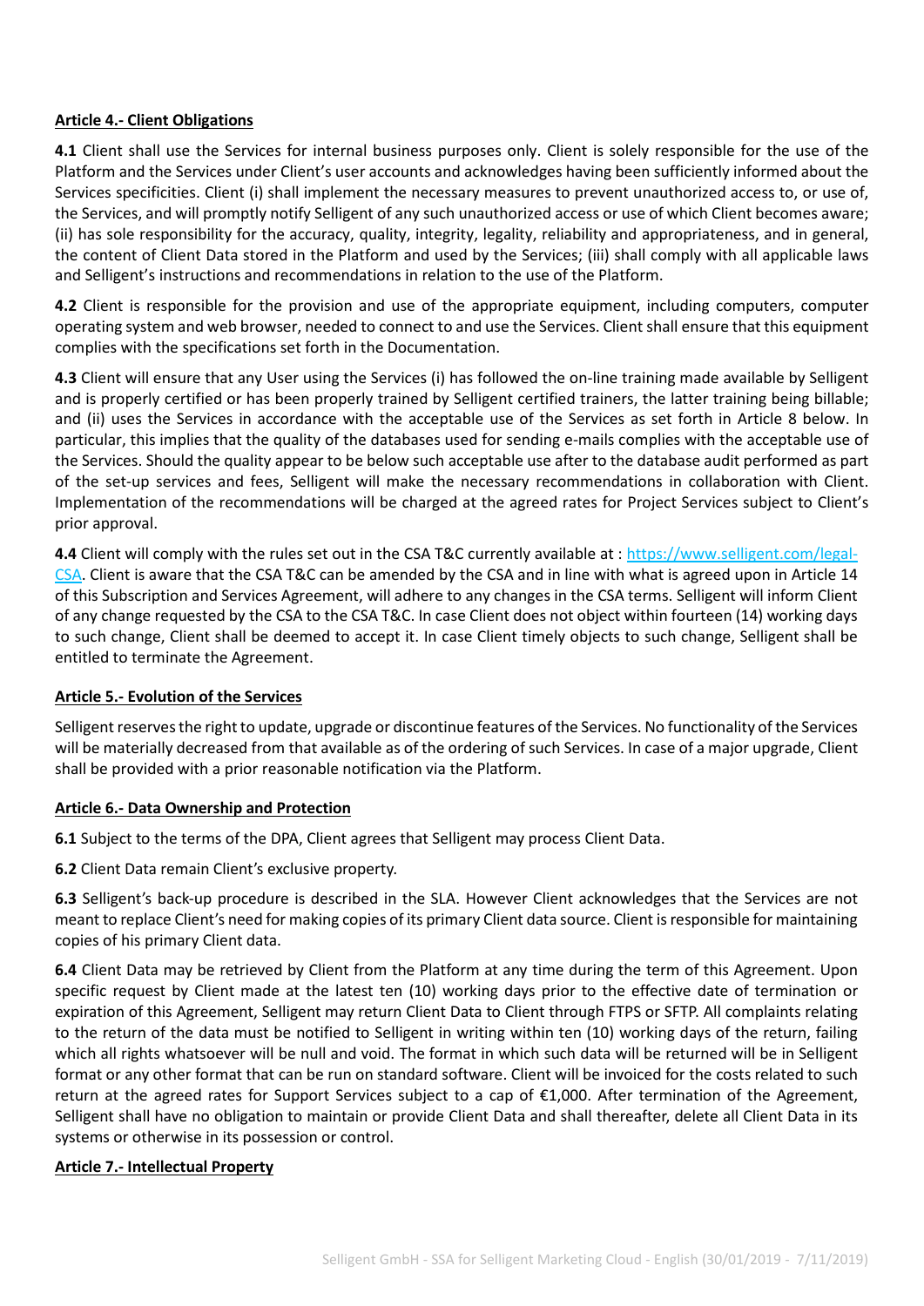**Article 4.- Client Obligations**

**4.1** Client shall use the Services for internal business purposes only. Client is solely responsible for the use of the Platform and the Services under Client's user accounts and acknowledges having been sufficiently informed about the Services specificities. Client (i) shall implement the necessary measures to prevent unauthorized access to, or use of, the Services, and will promptly notify Selligent of any such unauthorized access or use of which Client becomes aware; (ii) has sole responsibility for the accuracy, quality, integrity, legality, reliability and appropriateness, and in general, the content of Client Data stored in the Platform and used by the Services; (iii) shall comply with all applicable laws and Selligent's instructions and recommendations in relation to the use of the Platform.

**4.2** Client is responsible for the provision and use of the appropriate equipment, including computers, computer operating system and web browser, needed to connect to and use the Services. Client shall ensure that this equipment complies with the specifications set forth in the Documentation.

**4.3** Client will ensure that any User using the Services (i) has followed the on-line training made available by Selligent and is properly certified or has been properly trained by Selligent certified trainers, the latter training being billable; and (ii) uses the Services in accordance with the acceptable use of the Services as set forth in Article 8 below. In particular, this implies that the quality of the databases used for sending e-mails complies with the acceptable use of the Services. Should the quality appear to be below such acceptable use after to the database audit performed as part of the set-up services and fees, Selligent will make the necessary recommendations in collaboration with Client. Implementation of the recommendations will be charged at the agreed rates for Project Services subject to Client's prior approval.

**4.4** Client will comply with the rules set out in the CSA T&C currently available at : [https://www.selligent.com/legal-CSA](https://www.selligent.com/legal-CSA). Client is aware that the CSA T&C can be amended by the CSA and in line with what is agreed upon in Article 14 of this Subscription and Services Agreement, will adhere to any changes in the CSA terms. Selligent will inform Client of any change requested by the CSA to the CSA T&C. In case Client does not object within fourteen (14) working days to such change, Client shall be deemed to accept it. In case Client timely objects to such change, Selligent shall be entitled to terminate the Agreement.

**Article 5.- Evolution of the Services**

Selligent reserves the right to update, upgrade or discontinue features of the Services. No functionality of the Services will be materially decreased from that available as of the ordering of such Services. In case of a major upgrade, Client shall be provided with a prior reasonable notification via the Platform.

**Article 6.- Data Ownership and Protection**

**6.1** Subject to the terms of the DPA, Client agrees that Selligent may process Client Data.

**6.2** Client Data remain Client's exclusive property.

**6.3** Selligent's back-up procedure is described in the SLA. However Client acknowledges that the Services are not meant to replace Client's need for making copies of its primary Client data source. Client is responsible for maintaining copies of his primary Client data.

**6.4** Client Data may be retrieved by Client from the Platform at any time during the term of this Agreement. Upon specific request by Client made at the latest ten (10) working days prior to the effective date of termination or expiration of this Agreement, Selligent may return Client Data to Client through FTPS or SFTP. All complaints relating to the return of the data must be notified to Selligent in writing within ten (10) working days of the return, failing which all rights whatsoever will be null and void. The format in which such data will be returned will be in Selligent format or any other format that can be run on standard software. Client will be invoiced for the costs related to such return at the agreed rates for Support Services subject to a cap of €1,000. After termination of the Agreement, Selligent shall have no obligation to maintain or provide Client Data and shall thereafter, delete all Client Data in its systems or otherwise in its possession or control.

**Article 7.- Intellectual Property**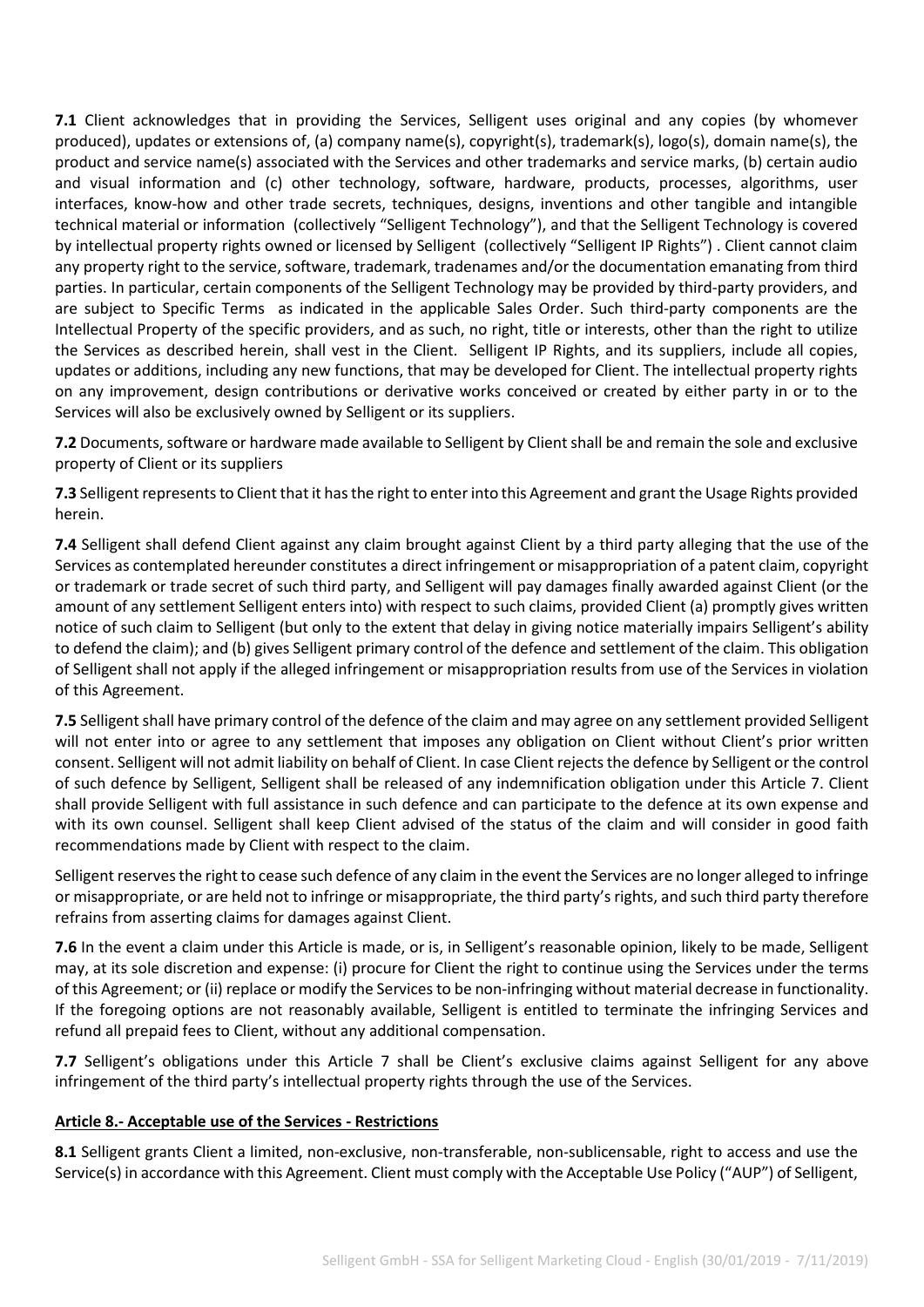**7.1** Client acknowledges that in providing the Services, Selligent uses original and any copies (by whomever produced), updates or extensions of, (a) company name(s), copyright(s), trademark(s), logo(s), domain name(s), the product and service name(s) associated with the Services and other trademarks and service marks, (b) certain audio and visual information and (c) other technology, software, hardware, products, processes, algorithms, user interfaces, know-how and other trade secrets, techniques, designs, inventions and other tangible and intangible technical material or information (collectively "Selligent Technology"), and that the Selligent Technology is covered by intellectual property rights owned or licensed by Selligent (collectively "Selligent IP Rights") . Client cannot claim any property right to the service, software, trademark, tradenames and/or the documentation emanating from third parties. In particular, certain components of the Selligent Technology may be provided by third-party providers, and are subject to Specific Terms as indicated in the applicable Sales Order. Such third-party components are the Intellectual Property of the specific providers, and as such, no right, title or interests, other than the right to utilize the Services as described herein, shall vest in the Client. Selligent IP Rights, and its suppliers, include all copies, updates or additions, including any new functions, that may be developed for Client. The intellectual property rights on any improvement, design contributions or derivative works conceived or created by either party in or to the Services will also be exclusively owned by Selligent or its suppliers.

**7.2** Documents, software or hardware made available to Selligent by Client shall be and remain the sole and exclusive property of Client or its suppliers

**7.3** Selligent represents to Client that it has the right to enter into this Agreement and grant the Usage Rights provided herein.

**7.4** Selligent shall defend Client against any claim brought against Client by a third party alleging that the use of the Services as contemplated hereunder constitutes a direct infringement or misappropriation of a patent claim, copyright or trademark or trade secret of such third party, and Selligent will pay damages finally awarded against Client (or the amount of any settlement Selligent enters into) with respect to such claims, provided Client (a) promptly gives written notice of such claim to Selligent (but only to the extent that delay in giving notice materially impairs Selligent's ability to defend the claim); and (b) gives Selligent primary control of the defence and settlement of the claim. This obligation of Selligent shall not apply if the alleged infringement or misappropriation results from use of the Services in violation of this Agreement.

**7.5** Selligent shall have primary control of the defence of the claim and may agree on any settlement provided Selligent will not enter into or agree to any settlement that imposes any obligation on Client without Client's prior written consent. Selligent will not admit liability on behalf of Client. In case Client rejects the defence by Selligent or the control of such defence by Selligent, Selligent shall be released of any indemnification obligation under this Article 7. Client shall provide Selligent with full assistance in such defence and can participate to the defence at its own expense and with its own counsel. Selligent shall keep Client advised of the status of the claim and will consider in good faith recommendations made by Client with respect to the claim.

Selligent reserves the right to cease such defence of any claim in the event the Services are no longer alleged to infringe or misappropriate, or are held not to infringe or misappropriate, the third party's rights, and such third party therefore refrains from asserting claims for damages against Client.

**7.6** In the event a claim under this Article is made, or is, in Selligent's reasonable opinion, likely to be made, Selligent may, at its sole discretion and expense: (i) procure for Client the right to continue using the Services under the terms of this Agreement; or (ii) replace or modify the Services to be non-infringing without material decrease in functionality. If the foregoing options are not reasonably available, Selligent is entitled to terminate the infringing Services and refund all prepaid fees to Client, without any additional compensation.

**7.7** Selligent's obligations under this Article 7 shall be Client's exclusive claims against Selligent for any above infringement of the third party's intellectual property rights through the use of the Services.

## Article 8.- Acceptable use of the Services - Restrictions

**8.1** Selligent grants Client a limited, non-exclusive, non-transferable, non-sublicensable, right to access and use the Service(s) in accordance with this Agreement. Client must comply with the Acceptable Use Policy ("AUP") of Selligent,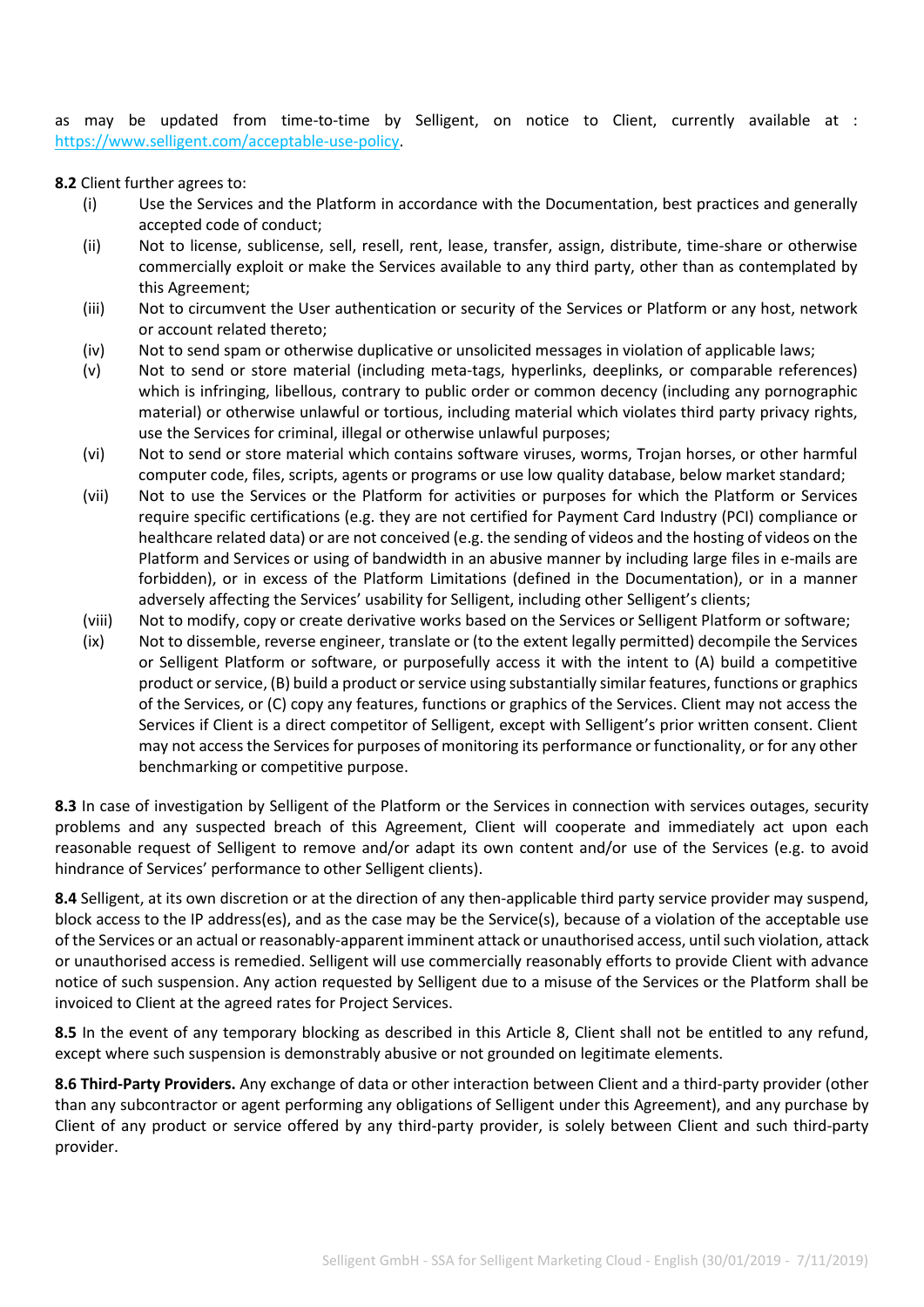as may be updated from time-to-time by Selligent, on notice to Client, currently available at : https://www.selligent.com/acceptable-use-policy.

**8.2** Client further agrees to:

- (i) Use the Services and the Platform in accordance with the Documentation, best practices and generally accepted code of conduct;
- (ii) Not to license, sublicense, sell, resell, rent, lease, transfer, assign, distribute, time-share or otherwise commercially exploit or make the Services available to any third party, other than as contemplated by this Agreement;
- (iii) Not to circumvent the User authentication or security of the Services or Platform or any host, network or account related thereto;
- (iv) Not to send spam or otherwise duplicative or unsolicited messages in violation of applicable laws;
- (v) Not to send or store material (including meta-tags, hyperlinks, deeplinks, or comparable references) which is infringing, libellous, contrary to public order or common decency (including any pornographic material) or otherwise unlawful or tortious, including material which violates third party privacy rights, use the Services for criminal, illegal or otherwise unlawful purposes;
- (vi) Not to send or store material which contains software viruses, worms, Trojan horses, or other harmful computer code, files, scripts, agents or programs or use low quality database, below market standard;
- (vii) Not to use the Services or the Platform for activities or purposes for which the Platform or Services require specific certifications (e.g. they are not certified for Payment Card Industry (PCI) compliance or healthcare related data) or are not conceived (e.g. the sending of videos and the hosting of videos on the Platform and Services or using of bandwidth in an abusive manner by including large files in e-mails are forbidden), or in excess of the Platform Limitations (defined in the Documentation), or in a manner adversely affecting the Services' usability for Selligent, including other Selligent's clients;
- (viii) Not to modify, copy or create derivative works based on the Services or Selligent Platform or software;
- (ix) Not to dissemble, reverse engineer, translate or (to the extent legally permitted) decompile the Services or Selligent Platform or software, or purposefully access it with the intent to (A) build a competitive product or service, (B) build a product or service using substantially similar features, functions or graphics of the Services, or (C) copy any features, functions or graphics of the Services. Client may not access the Services if Client is a direct competitor of Selligent, except with Selligent's prior written consent. Client may not access the Services for purposes of monitoring its performance or functionality, or for any other benchmarking or competitive purpose.

**8.3** In case of investigation by Selligent of the Platform or the Services in connection with services outages, security problems and any suspected breach of this Agreement, Client will cooperate and immediately act upon each reasonable request of Selligent to remove and/or adapt its own content and/or use of the Services (e.g. to avoid hindrance of Services' performance to other Selligent clients).

**8.4** Selligent, at its own discretion or at the direction of any then-applicable third party service provider may suspend, block access to the IP address(es), and as the case may be the Service(s), because of a violation of the acceptable use of the Services or an actual or reasonably-apparent imminent attack or unauthorised access, until such violation, attack or unauthorised access is remedied. Selligent will use commercially reasonably efforts to provide Client with advance notice of such suspension. Any action requested by Selligent due to a misuse of the Services or the Platform shall be invoiced to Client at the agreed rates for Project Services.

**8.5** In the event of any temporary blocking as described in this Article 8, Client shall not be entitled to any refund, except where such suspension is demonstrably abusive or not grounded on legitimate elements.

**8.6 Third-Party Providers.** Any exchange of data or other interaction between Client and a third-party provider (other than any subcontractor or agent performing any obligations of Selligent under this Agreement), and any purchase by Client of any product or service offered by any third-party provider, is solely between Client and such third-party provider.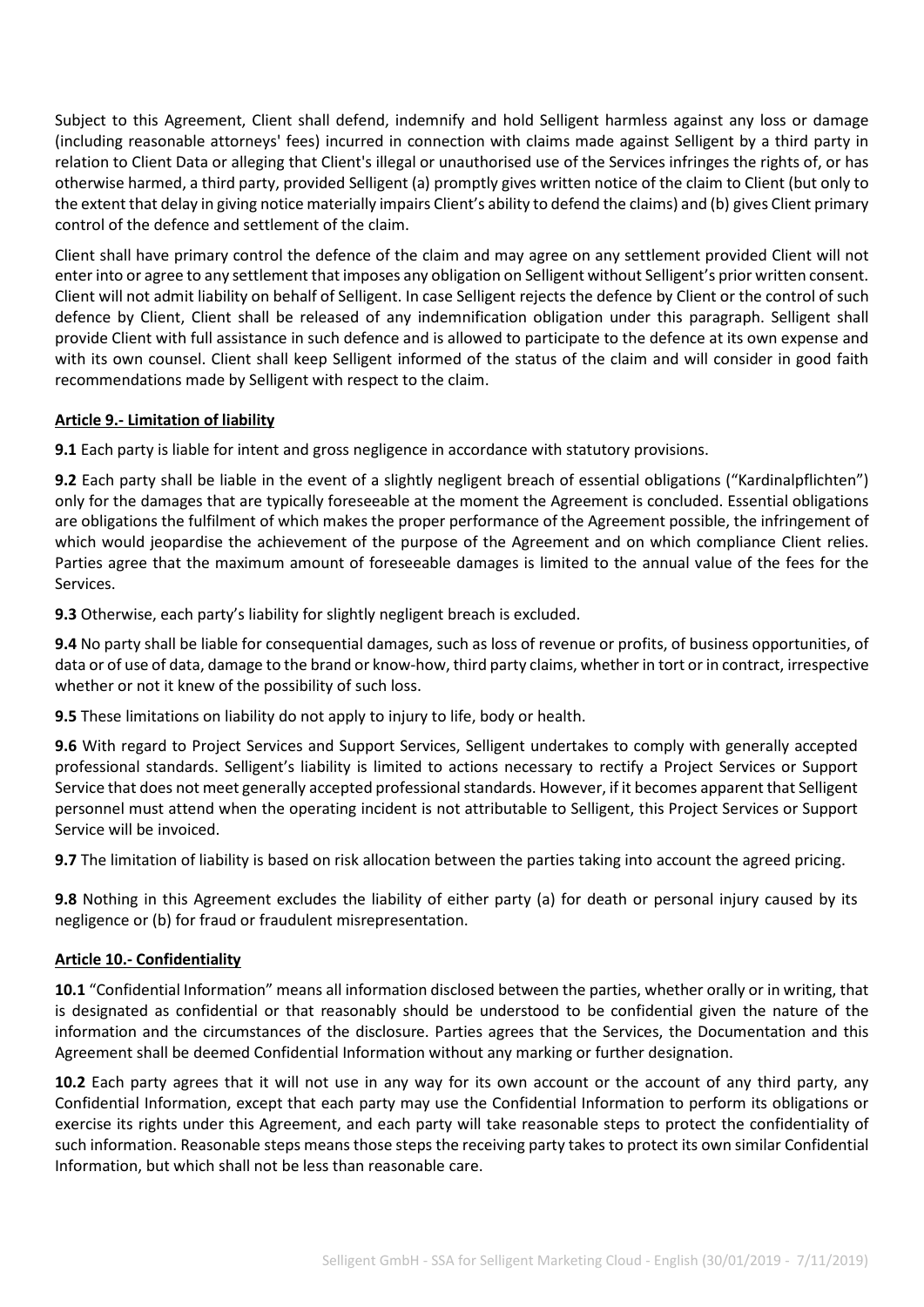Subject to this Agreement, Client shall defend, indemnify and hold Selligent harmless against any loss or damage (including reasonable attorneys' fees) incurred in connection with claims made against Selligent by a third party in relation to Client Data or alleging that Client's illegal or unauthorised use of the Services infringes the rights of, or has otherwise harmed, a third party, provided Selligent (a) promptly gives written notice of the claim to Client (but only to the extent that delay in giving notice materially impairs Client's ability to defend the claims) and (b) gives Client primary control of the defence and settlement of the claim.

Client shall have primary control the defence of the claim and may agree on any settlement provided Client will not enter into or agree to any settlement that imposes any obligation on Selligent without Selligent's prior written consent. Client will not admit liability on behalf of Selligent. In case Selligent rejects the defence by Client or the control of such defence by Client, Client shall be released of any indemnification obligation under this paragraph. Selligent shall provide Client with full assistance in such defence and is allowed to participate to the defence at its own expense and with its own counsel. Client shall keep Selligent informed of the status of the claim and will consider in good faith recommendations made by Selligent with respect to the claim.

**Article 9.- Limitation of liability**

**9.1** Each party is liable for intent and gross negligence in accordance with statutory provisions.

**9.2** Each party shall be liable in the event of a slightly negligent breach of essential obligations ("Kardinalpflichten") only for the damages that are typically foreseeable at the moment the Agreement is concluded. Essential obligations are obligations the fulfilment of which makes the proper performance of the Agreement possible, the infringement of which would jeopardise the achievement of the purpose of the Agreement and on which compliance Client relies. Parties agree that the maximum amount of foreseeable damages is limited to the annual value of the fees for the Services.

**9.3** Otherwise, each party's liability for slightly negligent breach is excluded.

**9.4** No party shall be liable for consequential damages, such as loss of revenue or profits, of business opportunities, of data or of use of data, damage to the brand or know-how, third party claims, whether in tort or in contract, irrespective whether or not it knew of the possibility of such loss.

**9.5** These limitations on liability do not apply to injury to life, body or health.

**9.6** With regard to Project Services and Support Services, Selligent undertakes to comply with generally accepted professional standards. Selligent's liability is limited to actions necessary to rectify a Project Services or Support Service that does not meet generally accepted professional standards. However, if it becomes apparent that Selligent personnel must attend when the operating incident is not attributable to Selligent, this Project Services or Support Service will be invoiced.

**9.7** The limitation of liability is based on risk allocation between the parties taking into account the agreed pricing.

**9.8** Nothing in this Agreement excludes the liability of either party (a) for death or personal injury caused by its negligence or (b) for fraud or fraudulent misrepresentation.

**Article 10.- Confidentiality**

**10.1** "Confidential Information" means all information disclosed between the parties, whether orally or in writing, that is designated as confidential or that reasonably should be understood to be confidential given the nature of the information and the circumstances of the disclosure. Parties agrees that the Services, the Documentation and this Agreement shall be deemed Confidential Information without any marking or further designation.

**10.2** Each party agrees that it will not use in any way for its own account or the account of any third party, any Confidential Information, except that each party may use the Confidential Information to perform its obligations or exercise its rights under this Agreement, and each party will take reasonable steps to protect the confidentiality of such information. Reasonable steps means those steps the receiving party takes to protect its own similar Confidential Information, but which shall not be less than reasonable care.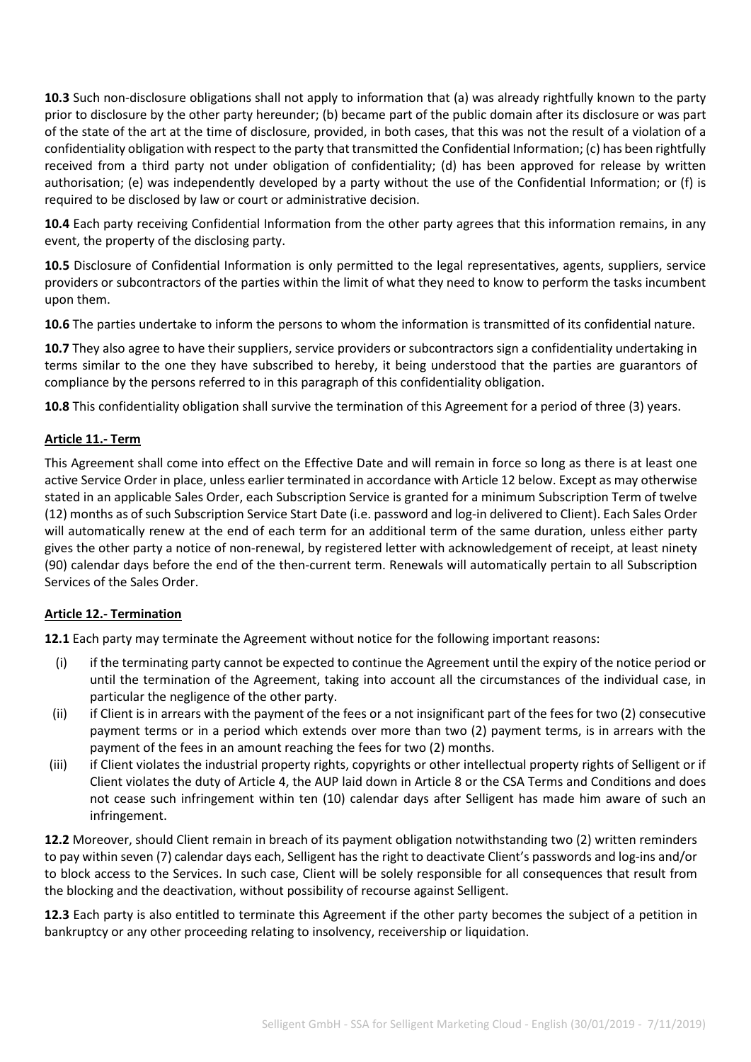**10.3** Such non-disclosure obligations shall not apply to information that (a) was already rightfully known to the party prior to disclosure by the other party hereunder; (b) became part of the public domain after its disclosure or was part of the state of the art at the time of disclosure, provided, in both cases, that this was not the result of a violation of a confidentiality obligation with respect to the party that transmitted the Confidential Information; (c) has been rightfully received from a third party not under obligation of confidentiality; (d) has been approved for release by written authorisation; (e) was independently developed by a party without the use of the Confidential Information; or (f) is required to be disclosed by law or court or administrative decision.

**10.4** Each party receiving Confidential Information from the other party agrees that this information remains, in any event, the property of the disclosing party.

**10.5** Disclosure of Confidential Information is only permitted to the legal representatives, agents, suppliers, service providers or subcontractors of the parties within the limit of what they need to know to perform the tasks incumbent upon them.

**10.6** The parties undertake to inform the persons to whom the information is transmitted of its confidential nature.

**10.7** They also agree to have their suppliers, service providers or subcontractors sign a confidentiality undertaking in terms similar to the one they have subscribed to hereby, it being understood that the parties are guarantors of compliance by the persons referred to in this paragraph of this confidentiality obligation.

**10.8** This confidentiality obligation shall survive the termination of this Agreement for a period of three (3) years.

## Article 11.- Term

This Agreement shall come into effect on the Effective Date and will remain in force so long as there is at least one active Service Order in place, unless earlier terminated in accordance with Article 12 below. Except as may otherwise stated in an applicable Sales Order, each Subscription Service is granted for a minimum Subscription Term of twelve (12) months as of such Subscription Service Start Date (i.e. password and log-in delivered to Client). Each Sales Order will automatically renew at the end of each term for an additional term of the same duration, unless either party gives the other party a notice of non-renewal, by registered letter with acknowledgement of receipt, at least ninety (90) calendar days before the end of the then-current term. Renewals will automatically pertain to all Subscription Services of the Sales Order.

## Article 12.- Termination

**12.1** Each party may terminate the Agreement without notice for the following important reasons:

(i) if the terminating party cannot be expected to continue the Agreement until the expiry of the notice period or until the termination of the Agreement, taking into account all the circumstances of the individual case, in particular the negligence of the other party.

(ii) if Client is in arrears with the payment of the fees or a not insignificant part of the fees for two (2) consecutive payment terms or in a period which extends over more than two (2) payment terms, is in arrears with the payment of the fees in an amount reaching the fees for two (2) months.

(iii) if Client violates the industrial property rights, copyrights or other intellectual property rights of Selligent or if Client violates the duty of Article 4, the AUP laid down in Article 8 or the CSA Terms and Conditions and does not cease such infringement within ten (10) calendar days after Selligent has made him aware of such an infringement.

**12.2** Moreover, should Client remain in breach of its payment obligation notwithstanding two (2) written reminders to pay within seven (7) calendar days each, Selligent has the right to deactivate Client's passwords and log-ins and/or to block access to the Services. In such case, Client will be solely responsible for all consequences that result from the blocking and the deactivation, without possibility of recourse against Selligent.

**12.3** Each party is also entitled to terminate this Agreement if the other party becomes the subject of a petition in bankruptcy or any other proceeding relating to insolvency, receivership or liquidation.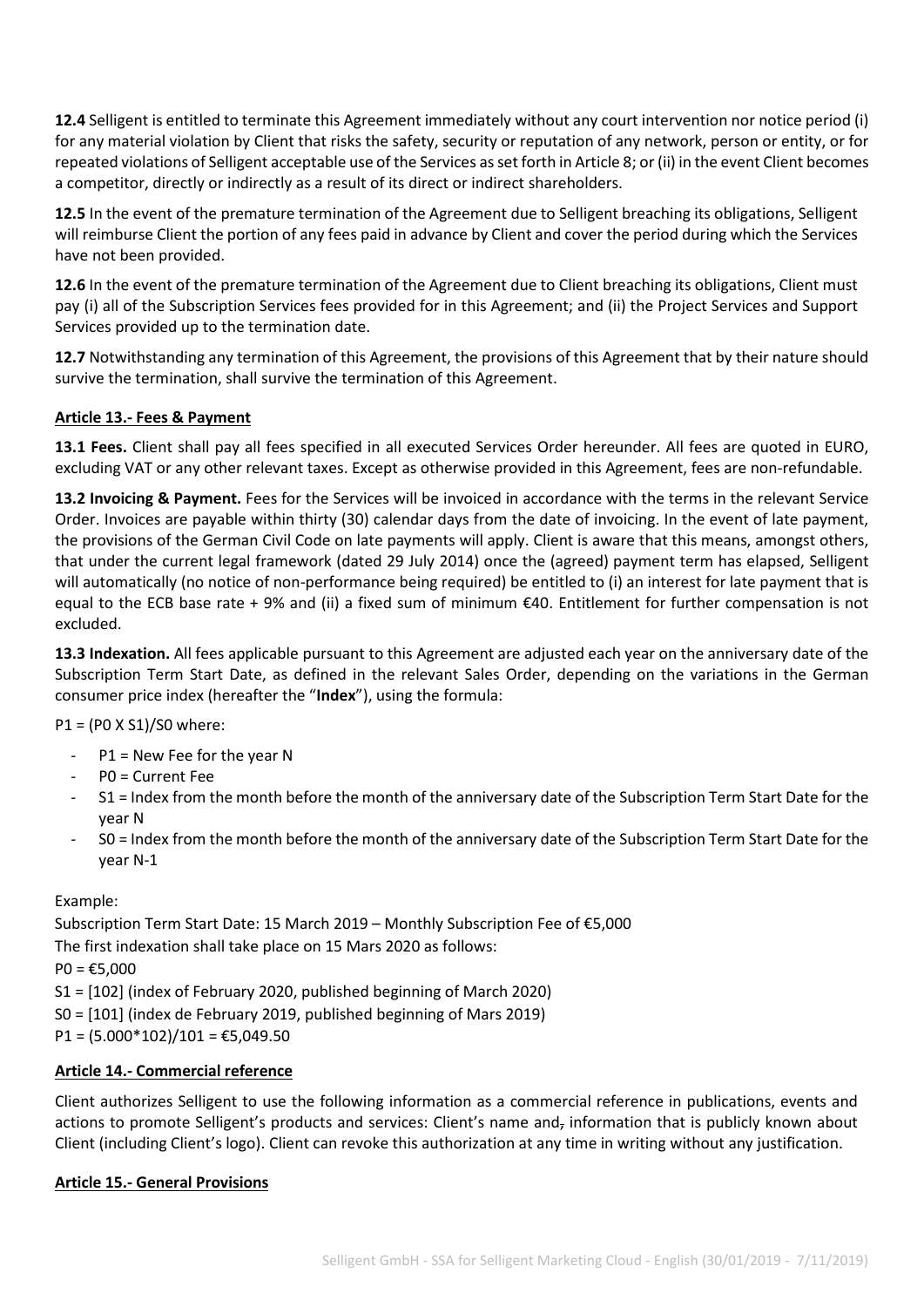**12.4** Selligent is entitled to terminate this Agreement immediately without any court intervention nor notice period (i) for any material violation by Client that risks the safety, security or reputation of any network, person or entity, or for repeated violations of Selligent acceptable use of the Services as set forth in Article 8; or (ii) in the event Client becomes a competitor, directly or indirectly as a result of its direct or indirect shareholders.

**12.5** In the event of the premature termination of the Agreement due to Selligent breaching its obligations, Selligent will reimburse Client the portion of any fees paid in advance by Client and cover the period during which the Services have not been provided.

**12.6** In the event of the premature termination of the Agreement due to Client breaching its obligations, Client must pay (i) all of the Subscription Services fees provided for in this Agreement; and (ii) the Project Services and Support Services provided up to the termination date.

**12.7** Notwithstanding any termination of this Agreement, the provisions of this Agreement that by their nature should survive the termination, shall survive the termination of this Agreement.

## Article 13.- Fees & Payment

**13.1 Fees.** Client shall pay all fees specified in all executed Services Order hereunder. All fees are quoted in EURO, excluding VAT or any other relevant taxes. Except as otherwise provided in this Agreement, fees are non-refundable.

**13.2 Invoicing & Payment.** Fees for the Services will be invoiced in accordance with the terms in the relevant Service Order. Invoices are payable within thirty (30) calendar days from the date of invoicing. In the event of late payment, the provisions of the German Civil Code on late payments will apply. Client is aware that this means, amongst others, that under the current legal framework (dated 29 July 2014) once the (agreed) payment term has elapsed, Selligent will automatically (no notice of non-performance being required) be entitled to (i) an interest for late payment that is equal to the ECB base rate + 9% and (ii) a fixed sum of minimum €40. Entitlement for further compensation is not excluded.

**13.3 Indexation.** All fees applicable pursuant to this Agreement are adjusted each year on the anniversary date of the Subscription Term Start Date, as defined in the relevant Sales Order, depending on the variations in the German consumer price index (hereafter the "**Index**"), using the formula:

P1 = (P0 X S1)/S0 where:

- P1 = New Fee for the year N
- P0 = Current Fee
- S1 = Index from the month before the month of the anniversary date of the Subscription Term Start Date for the year N
- S0 = Index from the month before the month of the anniversary date of the Subscription Term Start Date for the year N-1

Example:

Subscription Term Start Date: 15 March 2019 – Monthly Subscription Fee of €5,000

The first indexation shall take place on 15 Mars 2020 as follows:

P0 = €5,000

S1 = [102] (index of February 2020, published beginning of March 2020)

S0 = [101] (index de February 2019, published beginning of Mars 2019)

P1 = (5.000*102)/101 = €5,049.50

## Article 14.- Commercial reference

Client authorizes Selligent to use the following information as a commercial reference in publications, events and actions to promote Selligent's products and services: Client's name and~~,~~ information that is publicly known about Client (including Client's logo). Client can revoke this authorization at any time in writing without any justification.

## Article 15.- General Provisions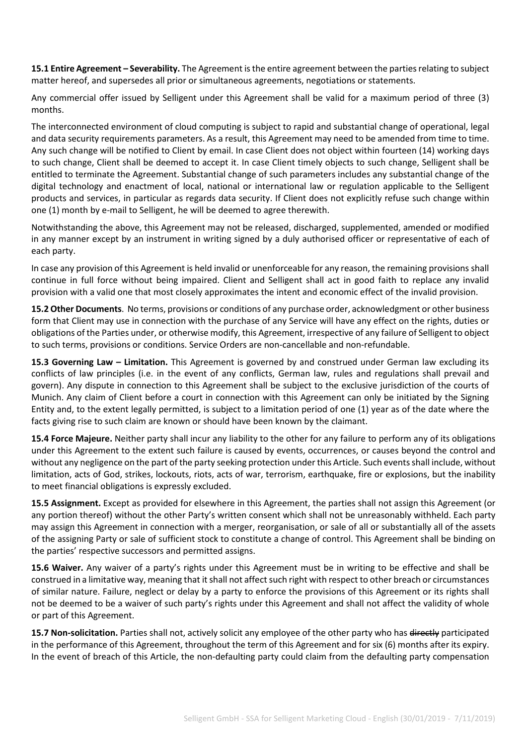**15.1 Entire Agreement – Severability.** The Agreement is the entire agreement between the parties relating to subject matter hereof, and supersedes all prior or simultaneous agreements, negotiations or statements.

Any commercial offer issued by Selligent under this Agreement shall be valid for a maximum period of three (3) months.

The interconnected environment of cloud computing is subject to rapid and substantial change of operational, legal and data security requirements parameters. As a result, this Agreement may need to be amended from time to time. Any such change will be notified to Client by email. In case Client does not object within fourteen (14) working days to such change, Client shall be deemed to accept it. In case Client timely objects to such change, Selligent shall be entitled to terminate the Agreement. Substantial change of such parameters includes any substantial change of the digital technology and enactment of local, national or international law or regulation applicable to the Selligent products and services, in particular as regards data security. If Client does not explicitly refuse such change within one (1) month by e-mail to Selligent, he will be deemed to agree therewith.

Notwithstanding the above, this Agreement may not be released, discharged, supplemented, amended or modified in any manner except by an instrument in writing signed by a duly authorised officer or representative of each of each party.

In case any provision of this Agreement is held invalid or unenforceable for any reason, the remaining provisions shall continue in full force without being impaired. Client and Selligent shall act in good faith to replace any invalid provision with a valid one that most closely approximates the intent and economic effect of the invalid provision.

**15.2 Other Documents**. No terms, provisions or conditions of any purchase order, acknowledgment or other business form that Client may use in connection with the purchase of any Service will have any effect on the rights, duties or obligations of the Parties under, or otherwise modify, this Agreement, irrespective of any failure of Selligent to object to such terms, provisions or conditions. Service Orders are non-cancellable and non-refundable.

**15.3 Governing Law – Limitation.** This Agreement is governed by and construed under German law excluding its conflicts of law principles (i.e. in the event of any conflicts, German law, rules and regulations shall prevail and govern). Any dispute in connection to this Agreement shall be subject to the exclusive jurisdiction of the courts of Munich. Any claim of Client before a court in connection with this Agreement can only be initiated by the Signing Entity and, to the extent legally permitted, is subject to a limitation period of one (1) year as of the date where the facts giving rise to such claim are known or should have been known by the claimant.

**15.4 Force Majeure.** Neither party shall incur any liability to the other for any failure to perform any of its obligations under this Agreement to the extent such failure is caused by events, occurrences, or causes beyond the control and without any negligence on the part of the party seeking protection under this Article. Such events shall include, without limitation, acts of God, strikes, lockouts, riots, acts of war, terrorism, earthquake, fire or explosions, but the inability to meet financial obligations is expressly excluded.

**15.5 Assignment.** Except as provided for elsewhere in this Agreement, the parties shall not assign this Agreement (or any portion thereof) without the other Party's written consent which shall not be unreasonably withheld. Each party may assign this Agreement in connection with a merger, reorganisation, or sale of all or substantially all of the assets of the assigning Party or sale of sufficient stock to constitute a change of control. This Agreement shall be binding on the parties' respective successors and permitted assigns.

**15.6 Waiver.** Any waiver of a party's rights under this Agreement must be in writing to be effective and shall be construed in a limitative way, meaning that it shall not affect such right with respect to other breach or circumstances of similar nature. Failure, neglect or delay by a party to enforce the provisions of this Agreement or its rights shall not be deemed to be a waiver of such party's rights under this Agreement and shall not affect the validity of whole or part of this Agreement.

**15.7 Non-solicitation.** Parties shall not, actively solicit any employee of the other party who has ~~directly~~ participated in the performance of this Agreement, throughout the term of this Agreement and for six (6) months after its expiry. In the event of breach of this Article, the non-defaulting party could claim from the defaulting party compensation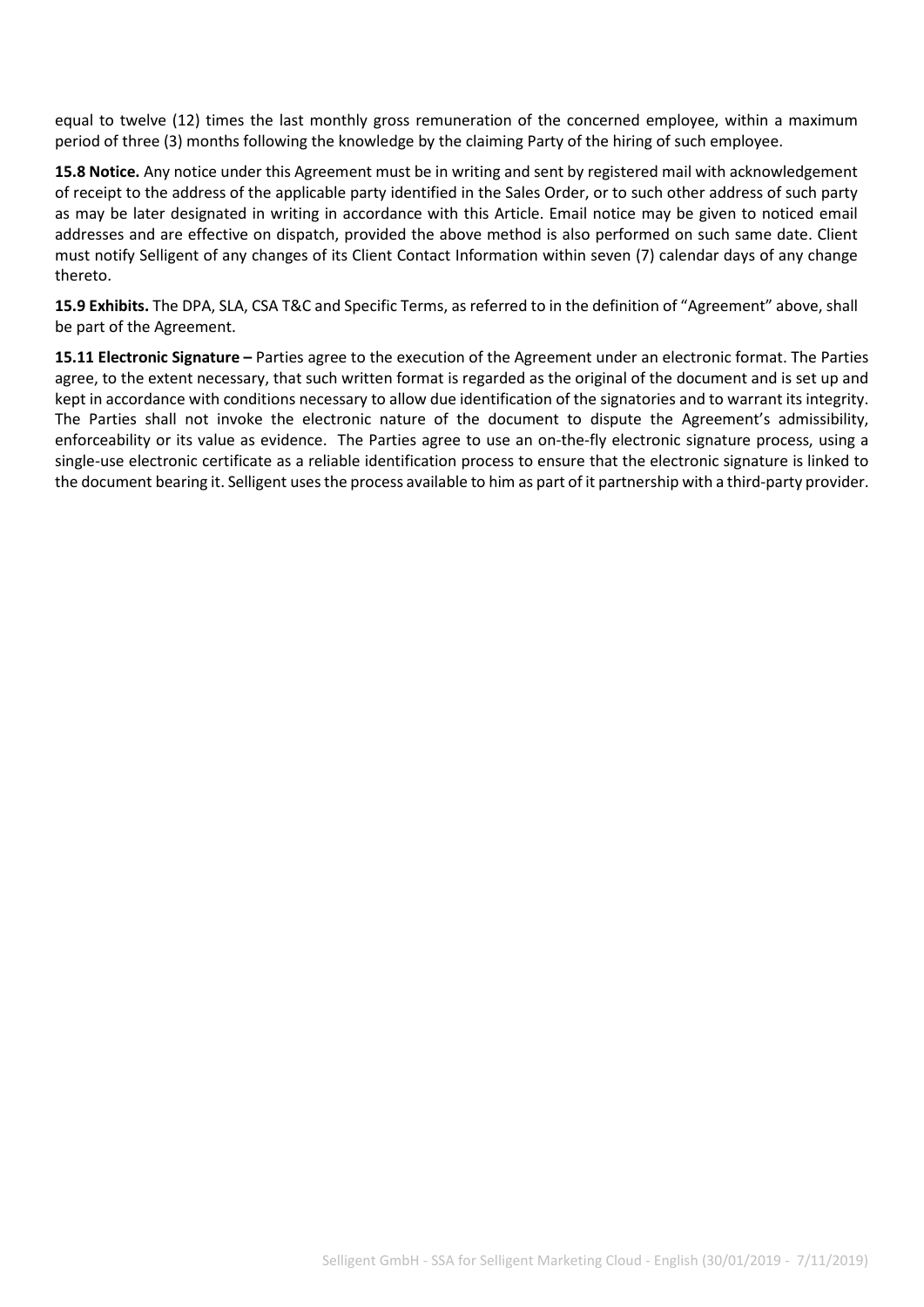equal to twelve (12) times the last monthly gross remuneration of the concerned employee, within a maximum period of three (3) months following the knowledge by the claiming Party of the hiring of such employee.

**15.8 Notice.** Any notice under this Agreement must be in writing and sent by registered mail with acknowledgement of receipt to the address of the applicable party identified in the Sales Order, or to such other address of such party as may be later designated in writing in accordance with this Article. Email notice may be given to noticed email addresses and are effective on dispatch, provided the above method is also performed on such same date. Client must notify Selligent of any changes of its Client Contact Information within seven (7) calendar days of any change thereto.

**15.9 Exhibits.** The DPA, SLA, CSA T&C and Specific Terms, as referred to in the definition of "Agreement" above, shall be part of the Agreement.

**15.11 Electronic Signature –** Parties agree to the execution of the Agreement under an electronic format. The Parties agree, to the extent necessary, that such written format is regarded as the original of the document and is set up and kept in accordance with conditions necessary to allow due identification of the signatories and to warrant its integrity. The Parties shall not invoke the electronic nature of the document to dispute the Agreement's admissibility, enforceability or its value as evidence. The Parties agree to use an on-the-fly electronic signature process, using a single-use electronic certificate as a reliable identification process to ensure that the electronic signature is linked to the document bearing it. Selligent uses the process available to him as part of it partnership with a third-party provider.